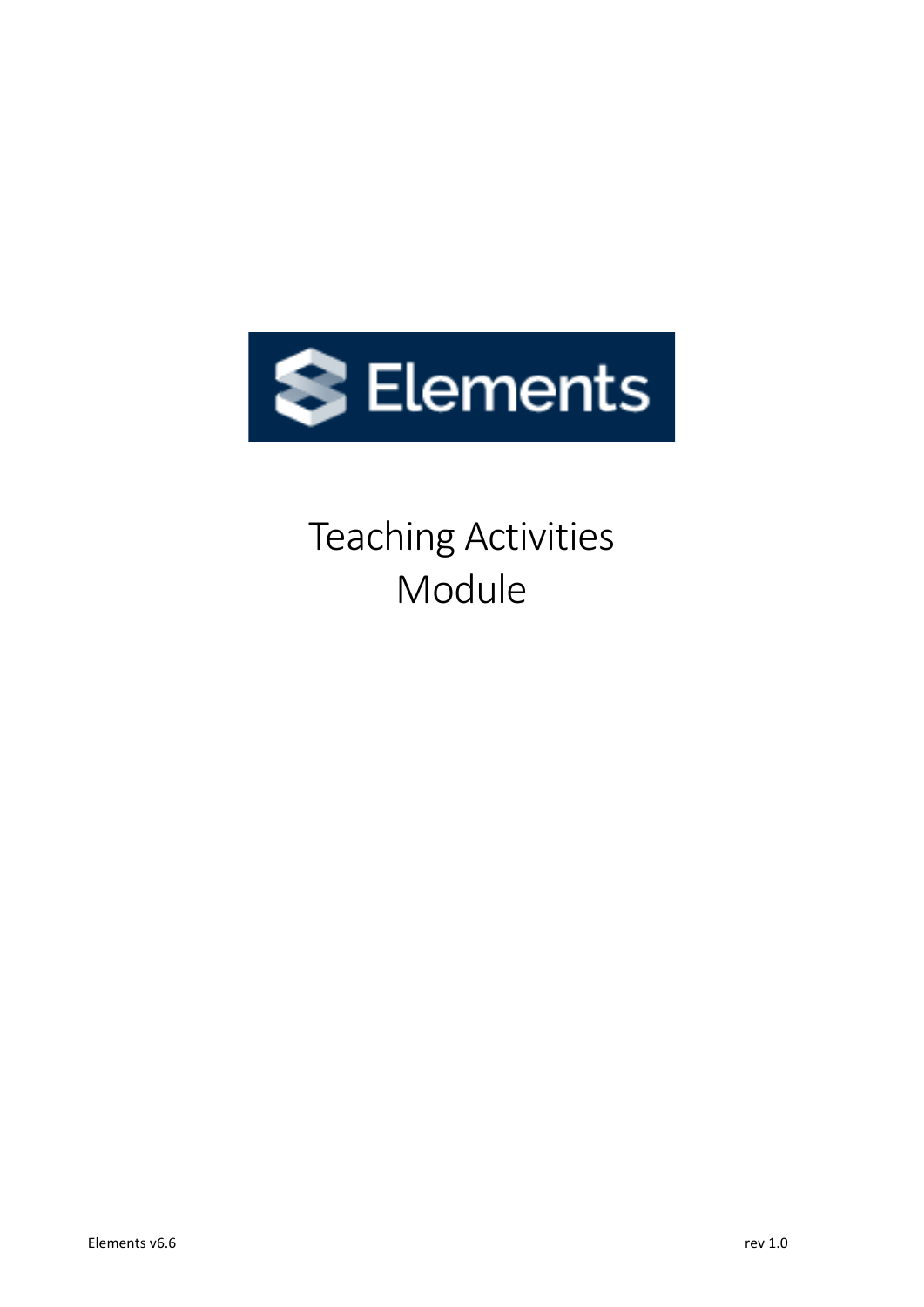# Teaching Activities Module

Elements v6.6

rev 1.0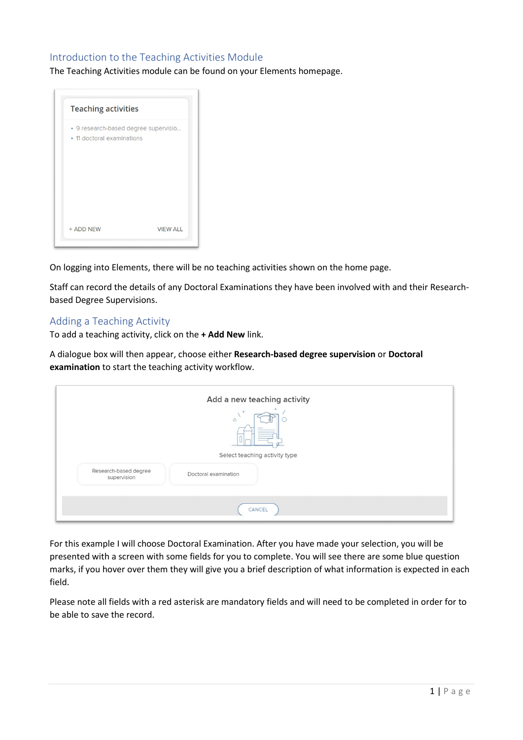## Introduction to the Teaching Activities Module

The Teaching Activities module can be found on your Elements homepage.

On logging into Elements, there will be no teaching activities shown on the home page.

Staff can record the details of any Doctoral Examinations they have been involved with and their Research-based Degree Supervisions.

## Adding a Teaching Activity

To add a teaching activity, click on the **+ Add New** link.

A dialogue box will then appear, choose either **Research-based degree supervision** or **Doctoral examination** to start the teaching activity workflow.

For this example I will choose Doctoral Examination. After you have made your selection, you will be presented with a screen with some fields for you to complete. You will see there are some blue question marks, if you hover over them they will give you a brief description of what information is expected in each field.

Please note all fields with a red asterisk are mandatory fields and will need to be completed in order for to be able to save the record.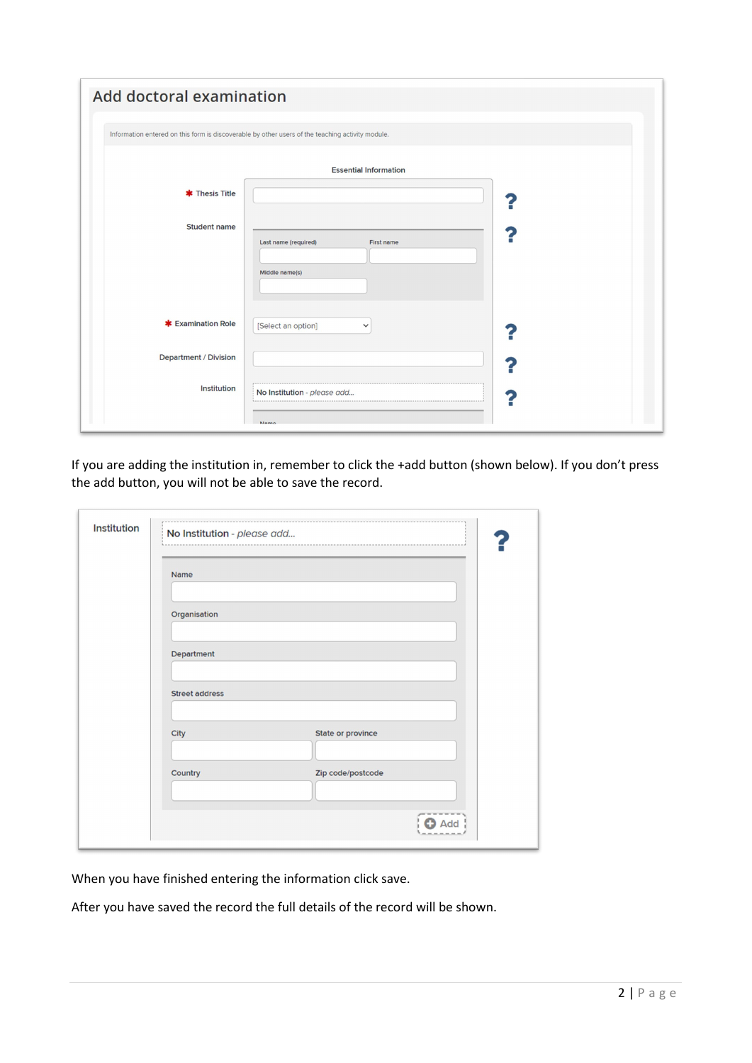If you are adding the institution in, remember to click the +add button (shown below). If you don't press the add button, you will not be able to save the record.

When you have finished entering the information click save.

After you have saved the record the full details of the record will be shown.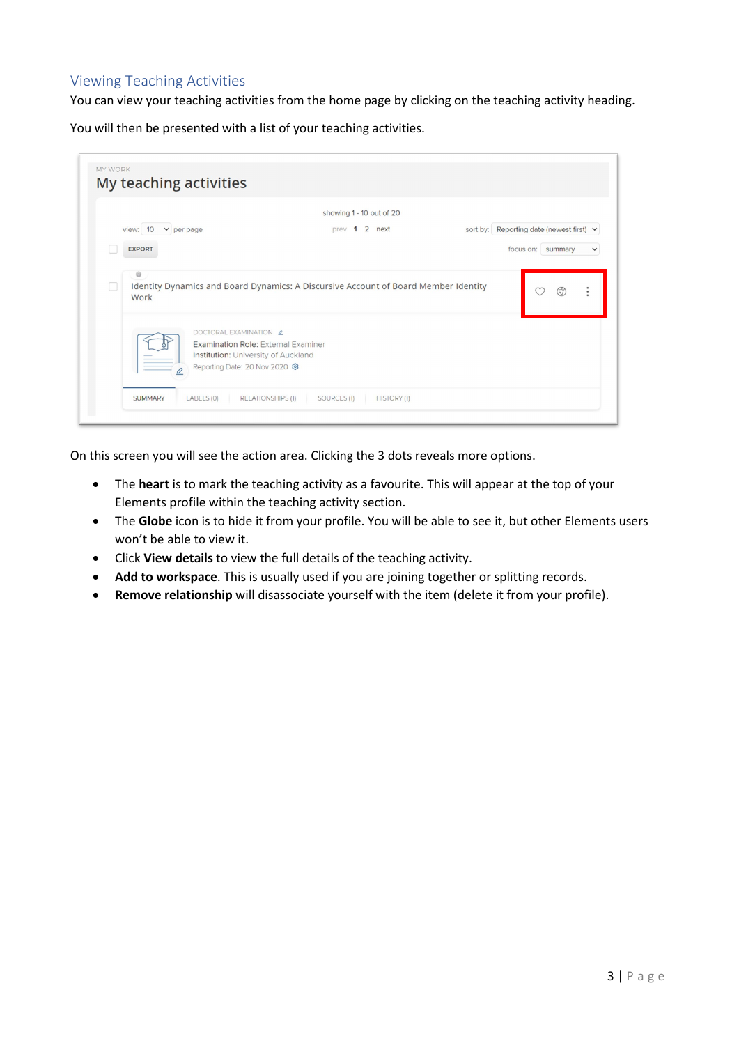## Viewing Teaching Activities

You can view your teaching activities from the home page by clicking on the teaching activity heading.

You will then be presented with a list of your teaching activities.

On this screen you will see the action area. Clicking the 3 dots reveals more options.

- The **heart** is to mark the teaching activity as a favourite. This will appear at the top of your Elements profile within the teaching activity section.
- The **Globe** icon is to hide it from your profile. You will be able to see it, but other Elements users won't be able to view it.
- Click **View details** to view the full details of the teaching activity.
- **Add to workspace**. This is usually used if you are joining together or splitting records.
- **Remove relationship** will disassociate yourself with the item (delete it from your profile).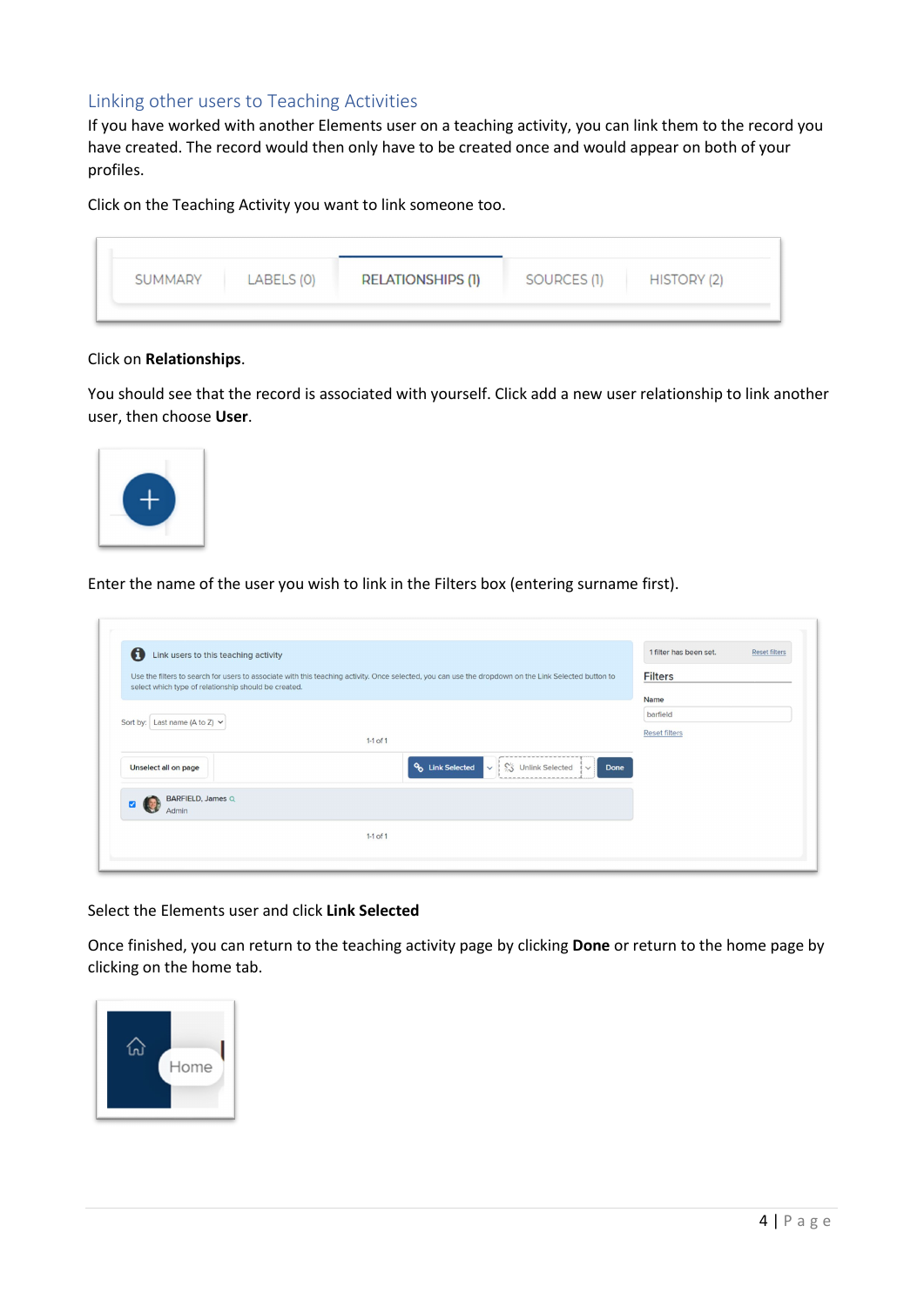## Linking other users to Teaching Activities

If you have worked with another Elements user on a teaching activity, you can link them to the record you have created. The record would then only have to be created once and would appear on both of your profiles.

Click on the Teaching Activity you want to link someone too.

Click on **Relationships**.

You should see that the record is associated with yourself. Click add a new user relationship to link another user, then choose **User**.

Enter the name of the user you wish to link in the Filters box (entering surname first).

Select the Elements user and click **Link Selected**

Once finished, you can return to the teaching activity page by clicking **Done** or return to the home page by clicking on the home tab.